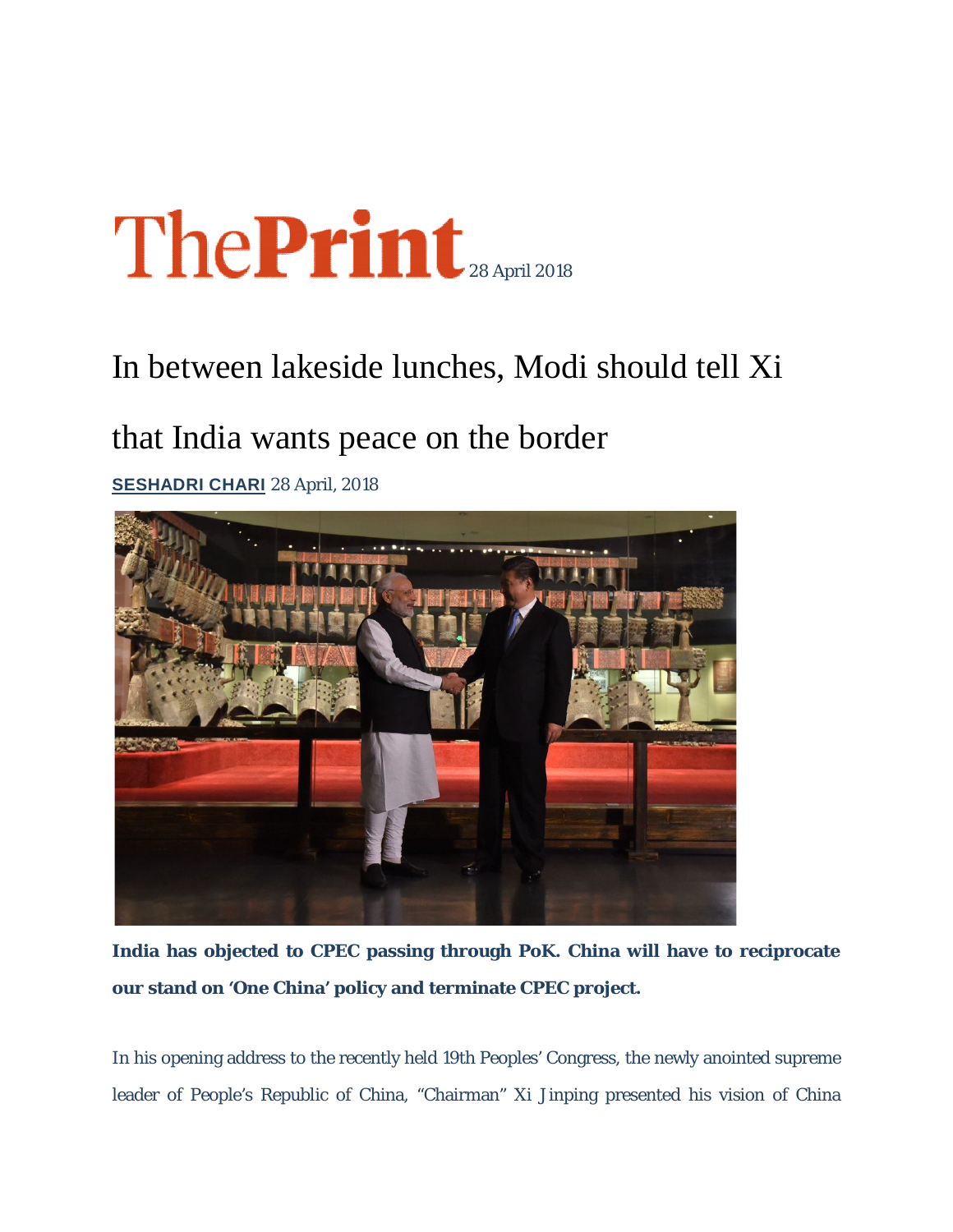ThePrint 28 April 2018

# In between lakeside lunches, Modi should tell Xi that India wants peace on the border

**SESHADRI CHARI** 28 April, 2018

**India has objected to CPEC passing through PoK. China will have to reciprocate our stand on 'One China' policy and terminate CPEC project.**

In his opening address to the recently held 19th Peoples' Congress, the newly anointed supreme leader of People's Republic of China, "Chairman" Xi Jinping presented his vision of China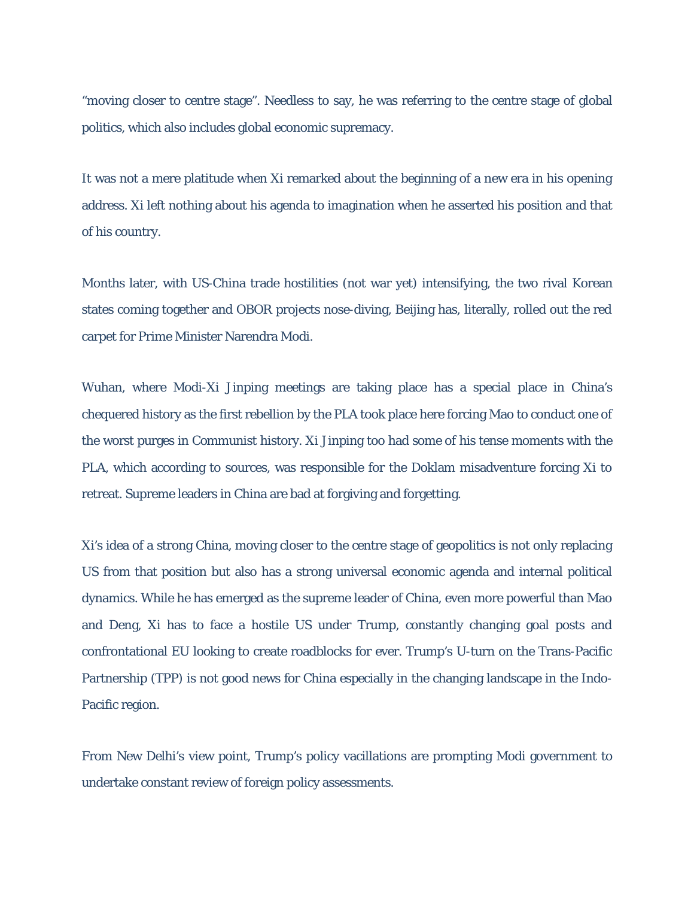"moving closer to centre stage". Needless to say, he was referring to the centre stage of global politics, which also includes global economic supremacy.

It was not a mere platitude when Xi remarked about the beginning of a new era in his opening address. Xi left nothing about his agenda to imagination when he asserted his position and that of his country.

Months later, with US-China trade hostilities (not war yet) intensifying, the two rival Korean states coming together and OBOR projects nose-diving, Beijing has, literally, rolled out the red carpet for Prime Minister Narendra Modi.

Wuhan, where Modi-Xi Jinping meetings are taking place has a special place in China's chequered history as the first rebellion by the PLA took place here forcing Mao to conduct one of the worst purges in Communist history. Xi Jinping too had some of his tense moments with the PLA, which according to sources, was responsible for the Doklam misadventure forcing Xi to retreat. Supreme leaders in China are bad at forgiving and forgetting.

Xi's idea of a strong China, moving closer to the centre stage of geopolitics is not only replacing US from that position but also has a strong universal economic agenda and internal political dynamics. While he has emerged as the supreme leader of China, even more powerful than Mao and Deng, Xi has to face a hostile US under Trump, constantly changing goal posts and confrontational EU looking to create roadblocks for ever. Trump's U-turn on the Trans-Pacific Partnership (TPP) is not good news for China especially in the changing landscape in the Indo-Pacific region.

From New Delhi's view point, Trump's policy vacillations are prompting Modi government to undertake constant review of foreign policy assessments.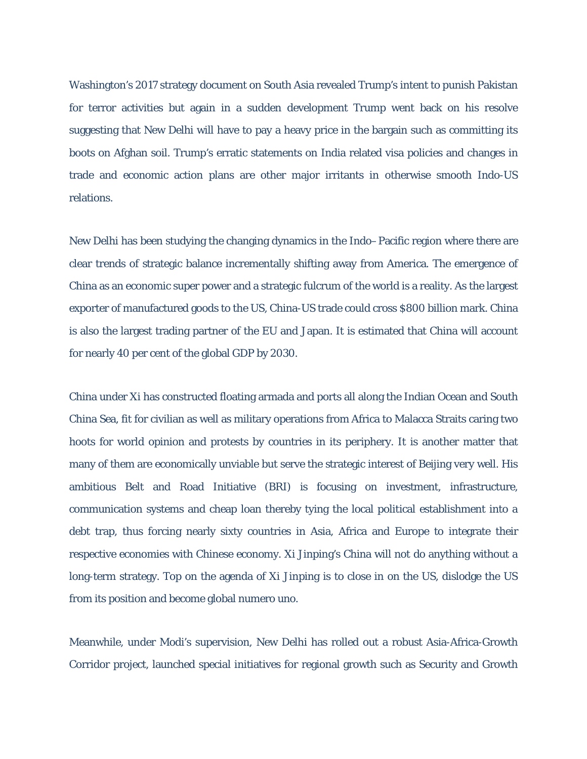Washington's 2017 strategy document on South Asia revealed Trump's intent to punish Pakistan for terror activities but again in a sudden development Trump went back on his resolve suggesting that New Delhi will have to pay a heavy price in the bargain such as committing its boots on Afghan soil. Trump's erratic statements on India related visa policies and changes in trade and economic action plans are other major irritants in otherwise smooth Indo-US relations.

New Delhi has been studying the changing dynamics in the Indo–Pacific region where there are clear trends of strategic balance incrementally shifting away from America. The emergence of China as an economic super power and a strategic fulcrum of the world is a reality. As the largest exporter of manufactured goods to the US, China-US trade could cross $800 billion mark. China is also the largest trading partner of the EU and Japan. It is estimated that China will account for nearly 40 per cent of the global GDP by 2030.

China under Xi has constructed floating armada and ports all along the Indian Ocean and South China Sea, fit for civilian as well as military operations from Africa to Malacca Straits caring two hoots for world opinion and protests by countries in its periphery. It is another matter that many of them are economically unviable but serve the strategic interest of Beijing very well. His ambitious Belt and Road Initiative (BRI) is focusing on investment, infrastructure, communication systems and cheap loan thereby tying the local political establishment into a debt trap, thus forcing nearly sixty countries in Asia, Africa and Europe to integrate their respective economies with Chinese economy. Xi Jinping's China will not do anything without a long-term strategy. Top on the agenda of Xi Jinping is to close in on the US, dislodge the US from its position and become global numero uno.

Meanwhile, under Modi's supervision, New Delhi has rolled out a robust Asia-Africa-Growth Corridor project, launched special initiatives for regional growth such as Security and Growth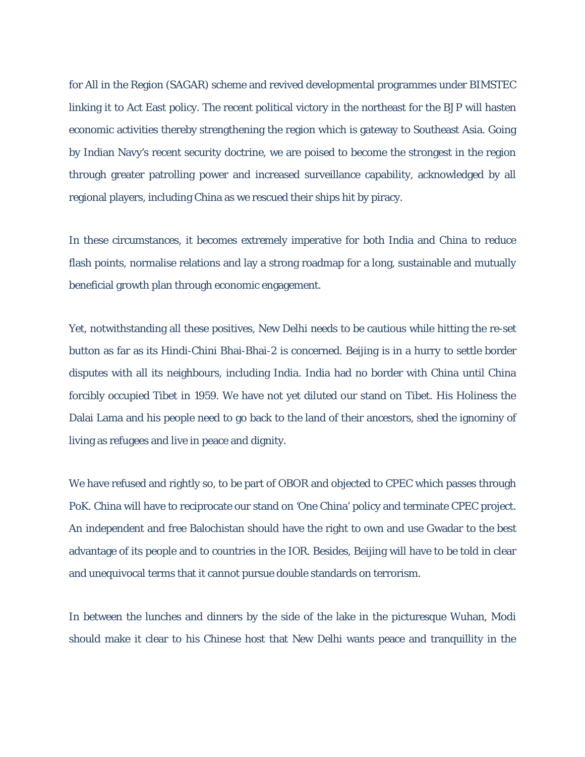for All in the Region (SAGAR) scheme and revived developmental programmes under BIMSTEC linking it to Act East policy. The recent political victory in the northeast for the BJP will hasten economic activities thereby strengthening the region which is gateway to Southeast Asia. Going by Indian Navy's recent security doctrine, we are poised to become the strongest in the region through greater patrolling power and increased surveillance capability, acknowledged by all regional players, including China as we rescued their ships hit by piracy.

In these circumstances, it becomes extremely imperative for both India and China to reduce flash points, normalise relations and lay a strong roadmap for a long, sustainable and mutually beneficial growth plan through economic engagement.

Yet, notwithstanding all these positives, New Delhi needs to be cautious while hitting the re-set button as far as its Hindi-Chini Bhai-Bhai-2 is concerned. Beijing is in a hurry to settle border disputes with all its neighbours, including India. India had no border with China until China forcibly occupied Tibet in 1959. We have not yet diluted our stand on Tibet. His Holiness the Dalai Lama and his people need to go back to the land of their ancestors, shed the ignominy of living as refugees and live in peace and dignity.

We have refused and rightly so, to be part of OBOR and objected to CPEC which passes through PoK. China will have to reciprocate our stand on 'One China' policy and terminate CPEC project. An independent and free Balochistan should have the right to own and use Gwadar to the best advantage of its people and to countries in the IOR. Besides, Beijing will have to be told in clear and unequivocal terms that it cannot pursue double standards on terrorism.

In between the lunches and dinners by the side of the lake in the picturesque Wuhan, Modi should make it clear to his Chinese host that New Delhi wants peace and tranquillity in the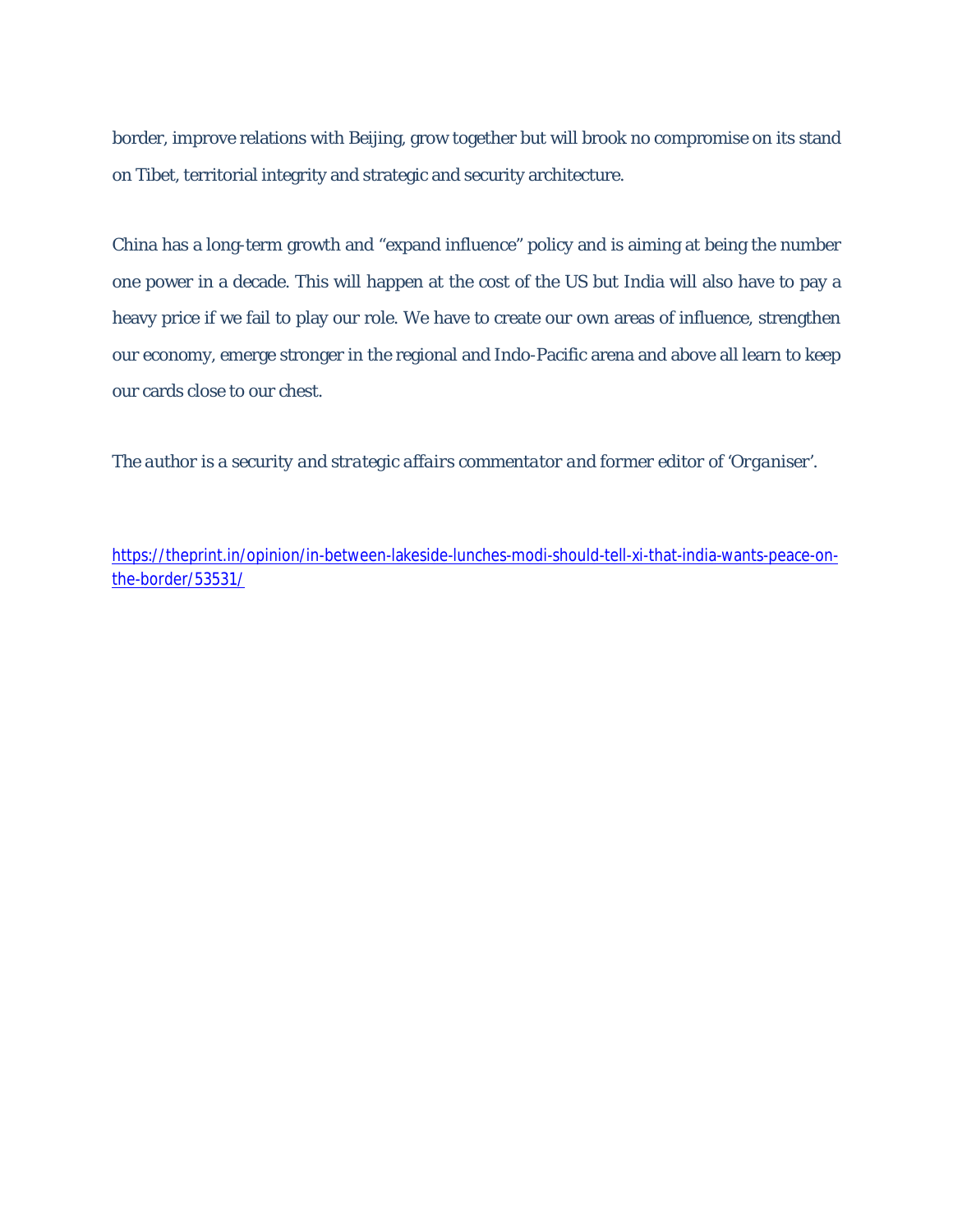border, improve relations with Beijing, grow together but will brook no compromise on its stand on Tibet, territorial integrity and strategic and security architecture.

China has a long-term growth and "expand influence" policy and is aiming at being the number one power in a decade. This will happen at the cost of the US but India will also have to pay a heavy price if we fail to play our role. We have to create our own areas of influence, strengthen our economy, emerge stronger in the regional and Indo-Pacific arena and above all learn to keep our cards close to our chest.

*The author is a security and strategic affairs commentator and former editor of 'Organiser'.*

https://theprint.in/opinion/in-between-lakeside-lunches-modi-should-tell-xi-that-india-wants-peace-on-the-border/53531/